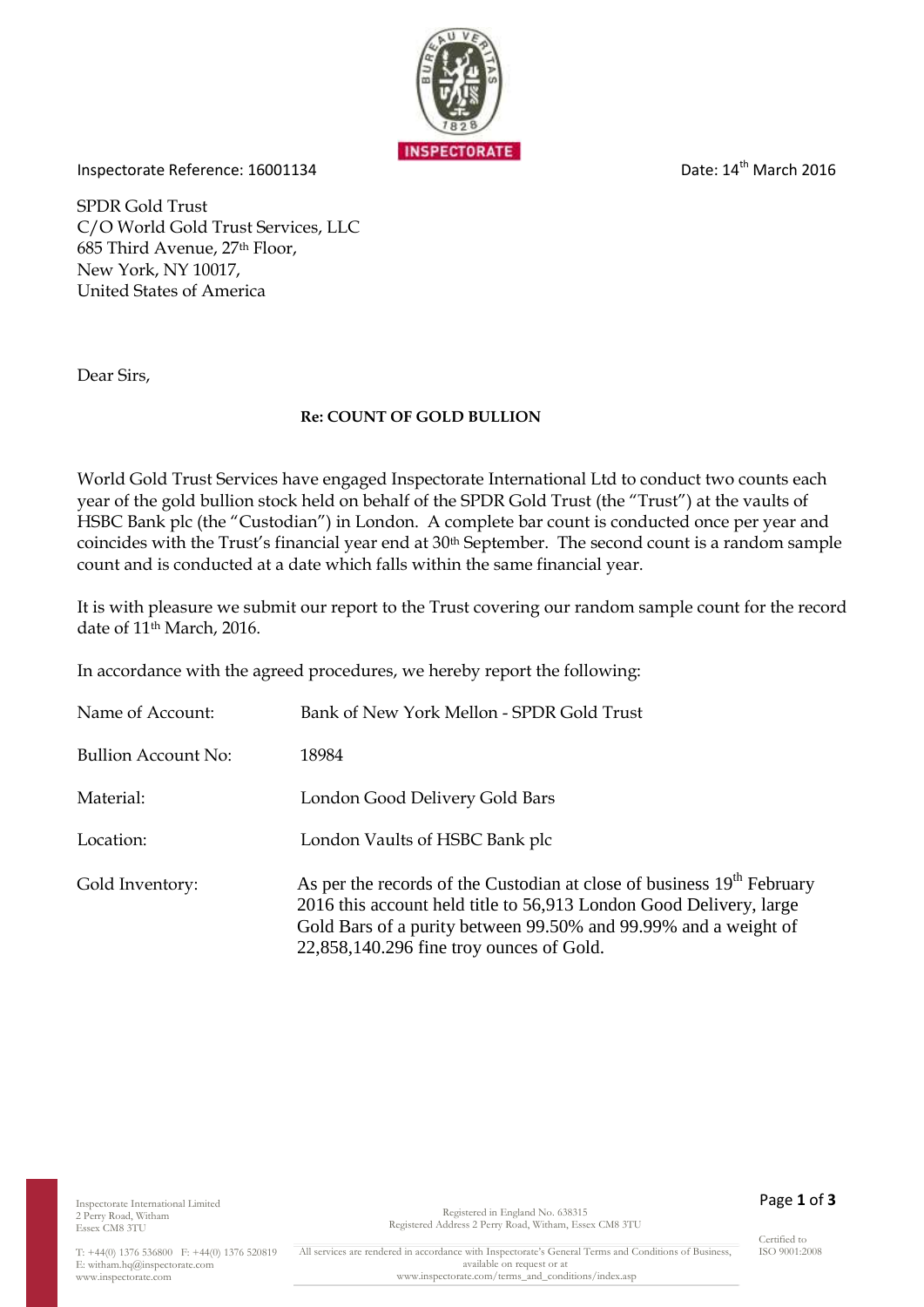Inspectorate Reference: 16001134

Date: 14th March 2016

SPDR Gold Trust
C/O World Gold Trust Services, LLC
685 Third Avenue, 27th Floor,
New York, NY 10017,
United States of America

Dear Sirs,

**Re: COUNT OF GOLD BULLION**

World Gold Trust Services have engaged Inspectorate International Ltd to conduct two counts each year of the gold bullion stock held on behalf of the SPDR Gold Trust (the "Trust") at the vaults of HSBC Bank plc (the "Custodian") in London. A complete bar count is conducted once per year and coincides with the Trust's financial year end at 30th September. The second count is a random sample count and is conducted at a date which falls within the same financial year.

It is with pleasure we submit our report to the Trust covering our random sample count for the record date of 11th March, 2016.

In accordance with the agreed procedures, we hereby report the following:

| | |
|---|---|
| Name of Account: | Bank of New York Mellon - SPDR Gold Trust |
| Bullion Account No: | 18984 |
| Material: | London Good Delivery Gold Bars |
| Location: | London Vaults of HSBC Bank plc |
| Gold Inventory: | As per the records of the Custodian at close of business 19th February 2016 this account held title to 56,913 London Good Delivery, large Gold Bars of a purity between 99.50% and 99.99% and a weight of 22,858,140.296 fine troy ounces of Gold. |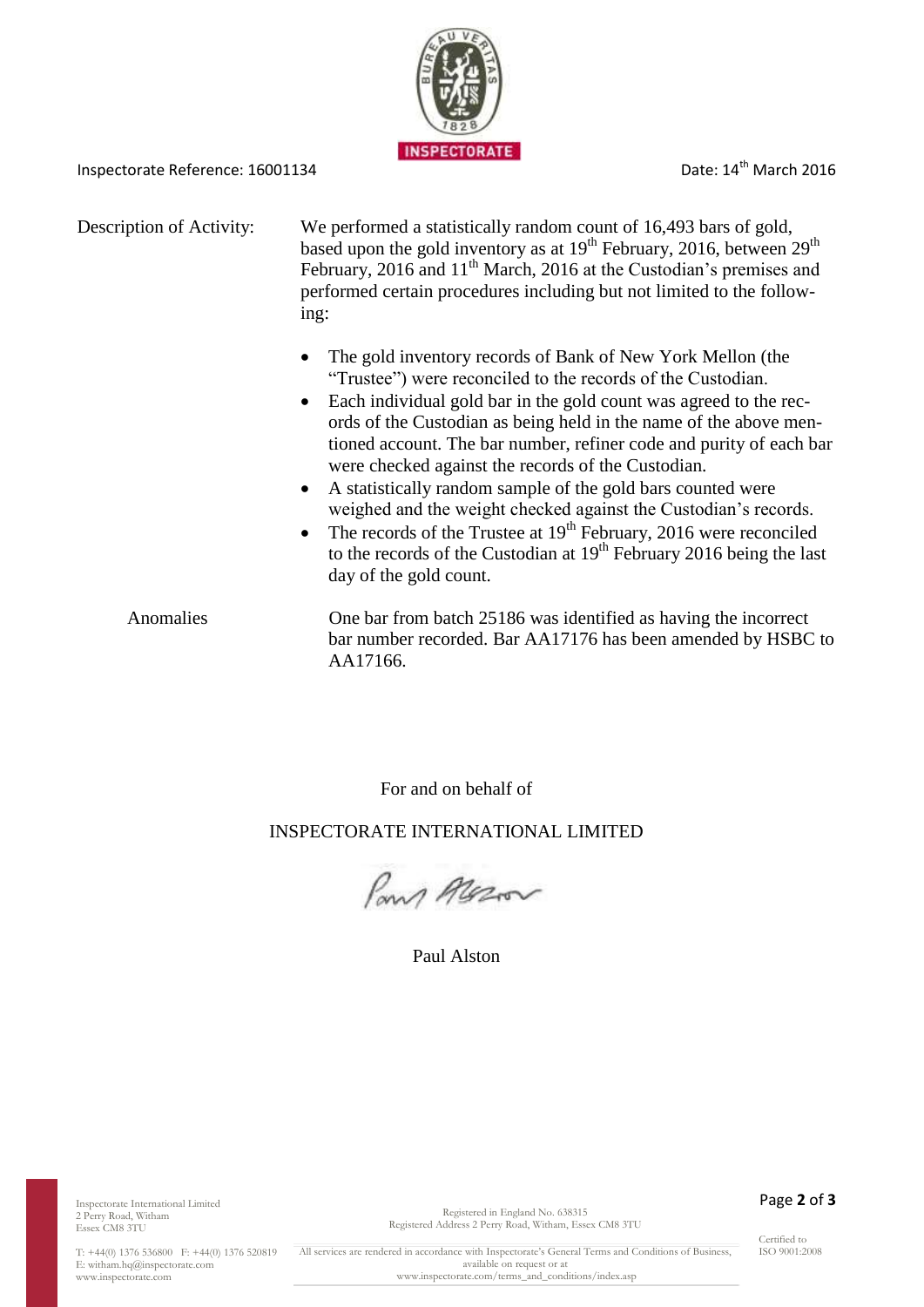Inspectorate Reference: 16001134

Date: 14th March 2016

Description of Activity: We performed a statistically random count of 16,493 bars of gold, based upon the gold inventory as at 19th February, 2016, between 29th February, 2016 and 11th March, 2016 at the Custodian's premises and performed certain procedures including but not limited to the following:

- The gold inventory records of Bank of New York Mellon (the "Trustee") were reconciled to the records of the Custodian.
- Each individual gold bar in the gold count was agreed to the records of the Custodian as being held in the name of the above mentioned account. The bar number, refiner code and purity of each bar were checked against the records of the Custodian.
- A statistically random sample of the gold bars counted were weighed and the weight checked against the Custodian's records.
- The records of the Trustee at 19th February, 2016 were reconciled to the records of the Custodian at 19th February 2016 being the last day of the gold count.

Anomalies: One bar from batch 25186 was identified as having the incorrect bar number recorded. Bar AA17176 has been amended by HSBC to AA17166.

For and on behalf of

INSPECTORATE INTERNATIONAL LIMITED

Paul Alston

Inspectorate International Limited
2 Perry Road, Witham
Essex CM8 3TU

T: +44(0) 1376 536800 F: +44(0) 1376 520819
E: witham.hq@inspectorate.com
www.inspectorate.com

Registered in England No. 638315
Registered Address 2 Perry Road, Witham, Essex CM8 3TU

All services are rendered in accordance with Inspectorate's General Terms and Conditions of Business, available on request or at www.inspectorate.com/terms_and_conditions/index.asp

Certified to ISO 9001:2008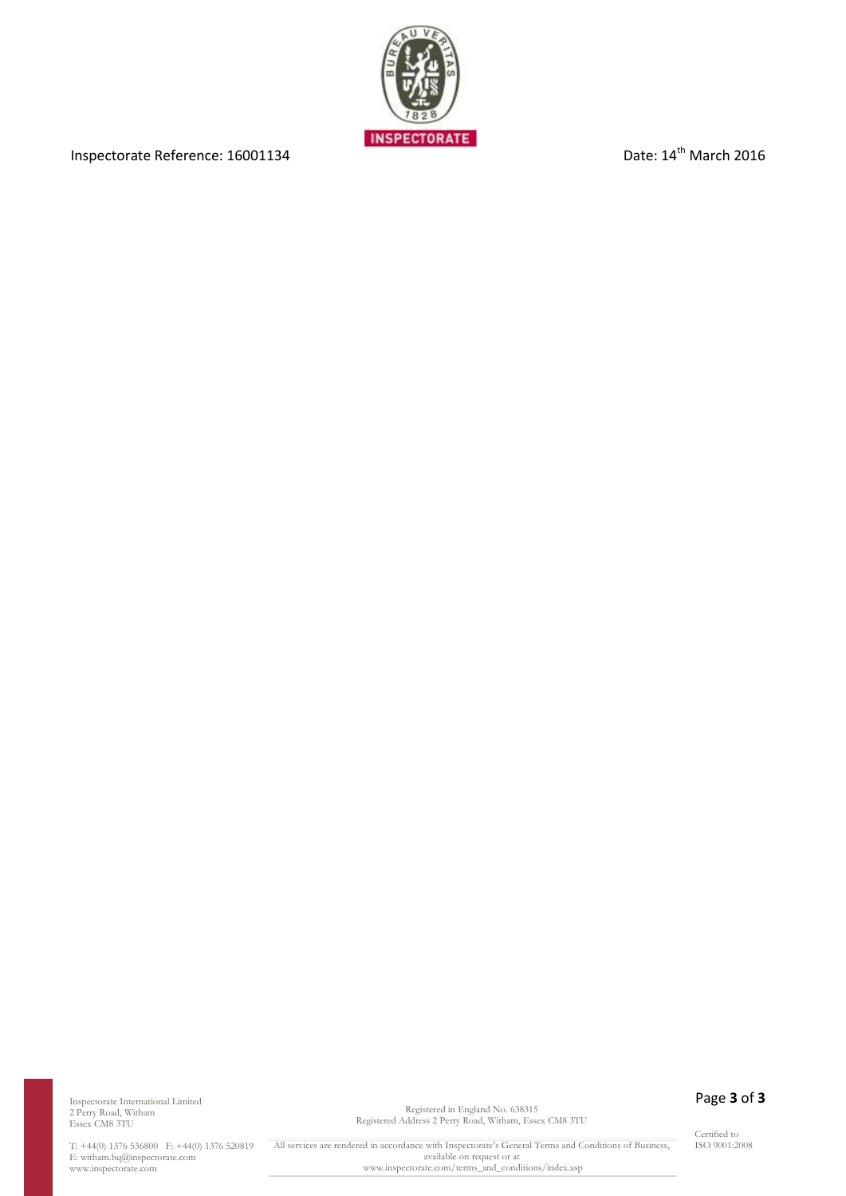Inspectorate Reference: 16001134

Date: 14th March 2016